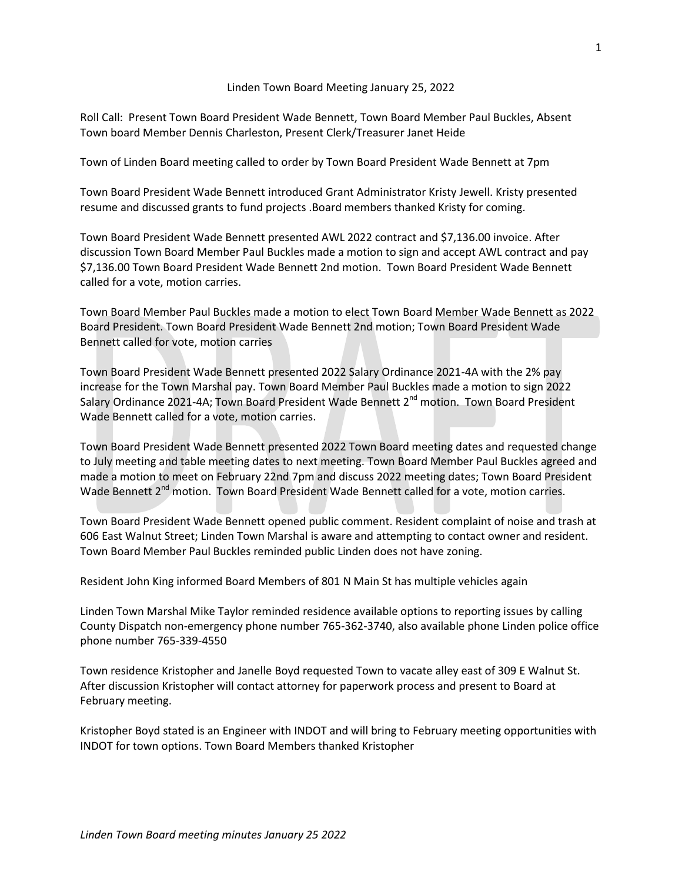Linden Town Board Meeting January 25, 2022

Roll Call: Present Town Board President Wade Bennett, Town Board Member Paul Buckles, Absent Town board Member Dennis Charleston, Present Clerk/Treasurer Janet Heide

Town of Linden Board meeting called to order by Town Board President Wade Bennett at 7pm

Town Board President Wade Bennett introduced Grant Administrator Kristy Jewell. Kristy presented resume and discussed grants to fund projects .Board members thanked Kristy for coming.

Town Board President Wade Bennett presented AWL 2022 contract and $7,136.00 invoice. After discussion Town Board Member Paul Buckles made a motion to sign and accept AWL contract and pay $7,136.00 Town Board President Wade Bennett 2nd motion. Town Board President Wade Bennett called for a vote, motion carries.

Town Board Member Paul Buckles made a motion to elect Town Board Member Wade Bennett as 2022 Board President. Town Board President Wade Bennett 2nd motion; Town Board President Wade Bennett called for vote, motion carries

Town Board President Wade Bennett presented 2022 Salary Ordinance 2021-4A with the 2% pay increase for the Town Marshal pay. Town Board Member Paul Buckles made a motion to sign 2022 Salary Ordinance 2021-4A; Town Board President Wade Bennett 2nd motion. Town Board President Wade Bennett called for a vote, motion carries.

Town Board President Wade Bennett presented 2022 Town Board meeting dates and requested change to July meeting and table meeting dates to next meeting. Town Board Member Paul Buckles agreed and made a motion to meet on February 22nd 7pm and discuss 2022 meeting dates; Town Board President Wade Bennett 2nd motion. Town Board President Wade Bennett called for a vote, motion carries.

Town Board President Wade Bennett opened public comment. Resident complaint of noise and trash at 606 East Walnut Street; Linden Town Marshal is aware and attempting to contact owner and resident. Town Board Member Paul Buckles reminded public Linden does not have zoning.

Resident John King informed Board Members of 801 N Main St has multiple vehicles again

Linden Town Marshal Mike Taylor reminded residence available options to reporting issues by calling County Dispatch non-emergency phone number 765-362-3740, also available phone Linden police office phone number 765-339-4550

Town residence Kristopher and Janelle Boyd requested Town to vacate alley east of 309 E Walnut St. After discussion Kristopher will contact attorney for paperwork process and present to Board at February meeting.

Kristopher Boyd stated is an Engineer with INDOT and will bring to February meeting opportunities with INDOT for town options. Town Board Members thanked Kristopher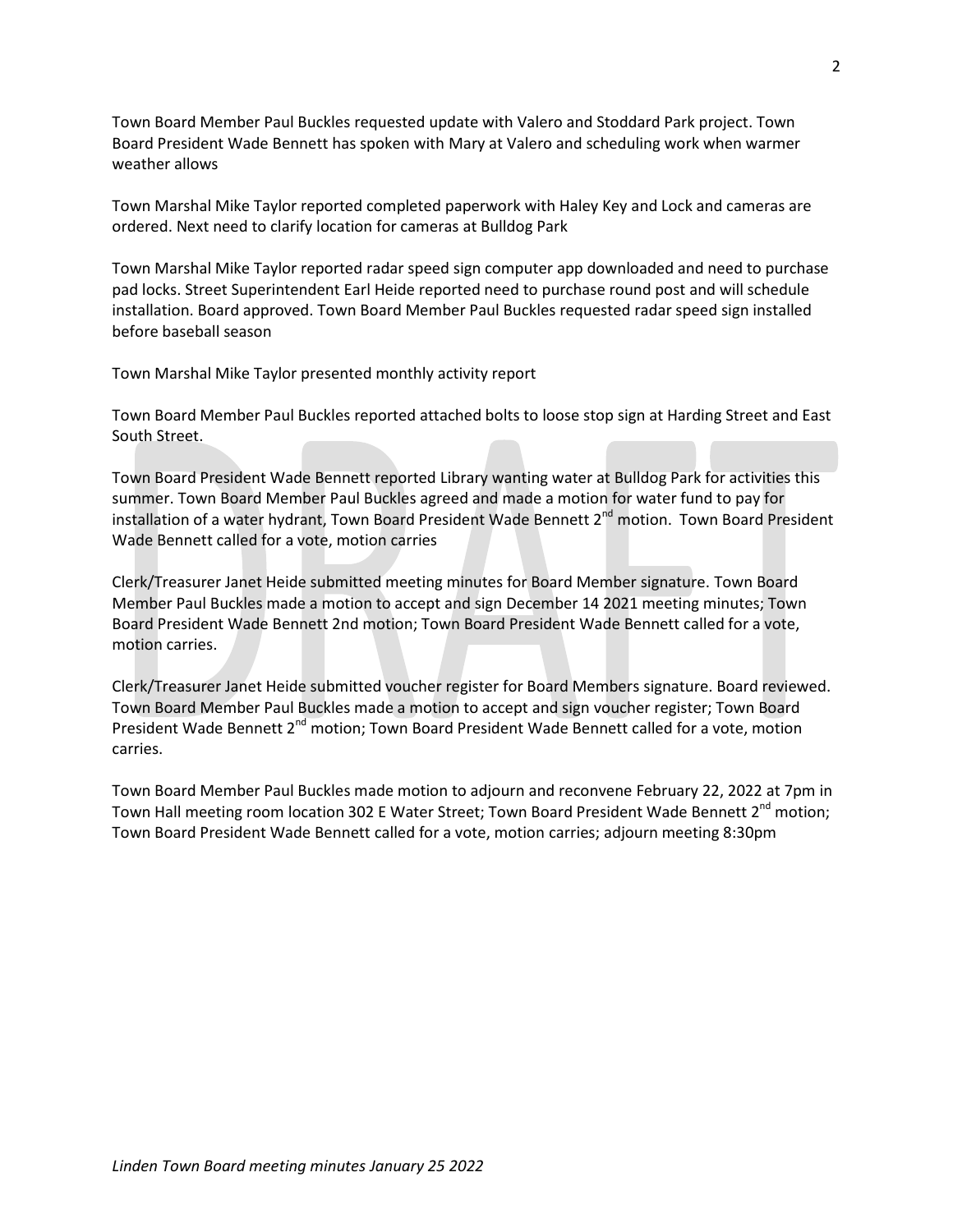Town Board Member Paul Buckles requested update with Valero and Stoddard Park project. Town Board President Wade Bennett has spoken with Mary at Valero and scheduling work when warmer weather allows

Town Marshal Mike Taylor reported completed paperwork with Haley Key and Lock and cameras are ordered. Next need to clarify location for cameras at Bulldog Park

Town Marshal Mike Taylor reported radar speed sign computer app downloaded and need to purchase pad locks. Street Superintendent Earl Heide reported need to purchase round post and will schedule installation. Board approved. Town Board Member Paul Buckles requested radar speed sign installed before baseball season

Town Marshal Mike Taylor presented monthly activity report

Town Board Member Paul Buckles reported attached bolts to loose stop sign at Harding Street and East South Street.

Town Board President Wade Bennett reported Library wanting water at Bulldog Park for activities this summer. Town Board Member Paul Buckles agreed and made a motion for water fund to pay for installation of a water hydrant, Town Board President Wade Bennett 2nd motion. Town Board President Wade Bennett called for a vote, motion carries

Clerk/Treasurer Janet Heide submitted meeting minutes for Board Member signature. Town Board Member Paul Buckles made a motion to accept and sign December 14 2021 meeting minutes; Town Board President Wade Bennett 2nd motion; Town Board President Wade Bennett called for a vote, motion carries.

Clerk/Treasurer Janet Heide submitted voucher register for Board Members signature. Board reviewed. Town Board Member Paul Buckles made a motion to accept and sign voucher register; Town Board President Wade Bennett 2nd motion; Town Board President Wade Bennett called for a vote, motion carries.

Town Board Member Paul Buckles made motion to adjourn and reconvene February 22, 2022 at 7pm in Town Hall meeting room location 302 E Water Street; Town Board President Wade Bennett 2nd motion; Town Board President Wade Bennett called for a vote, motion carries; adjourn meeting 8:30pm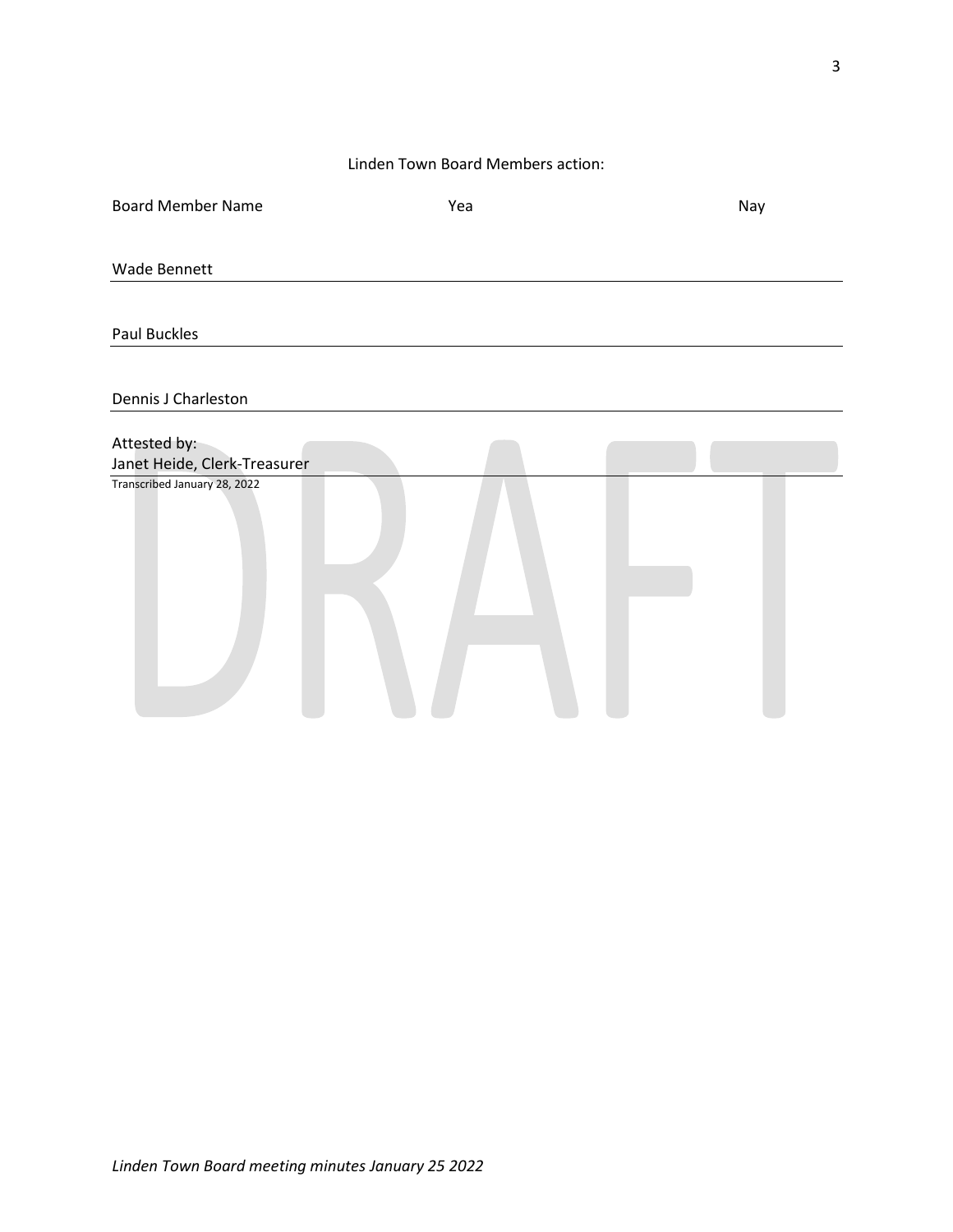Linden Town Board Members action:

| Board Member Name | Yea | Nay |
| --- | --- | --- |
| Wade Bennett | | |
| Paul Buckles | | |
| Dennis J Charleston | | |

Attested by:
Janet Heide, Clerk-Treasurer

Transcribed January 28, 2022

DRAFT